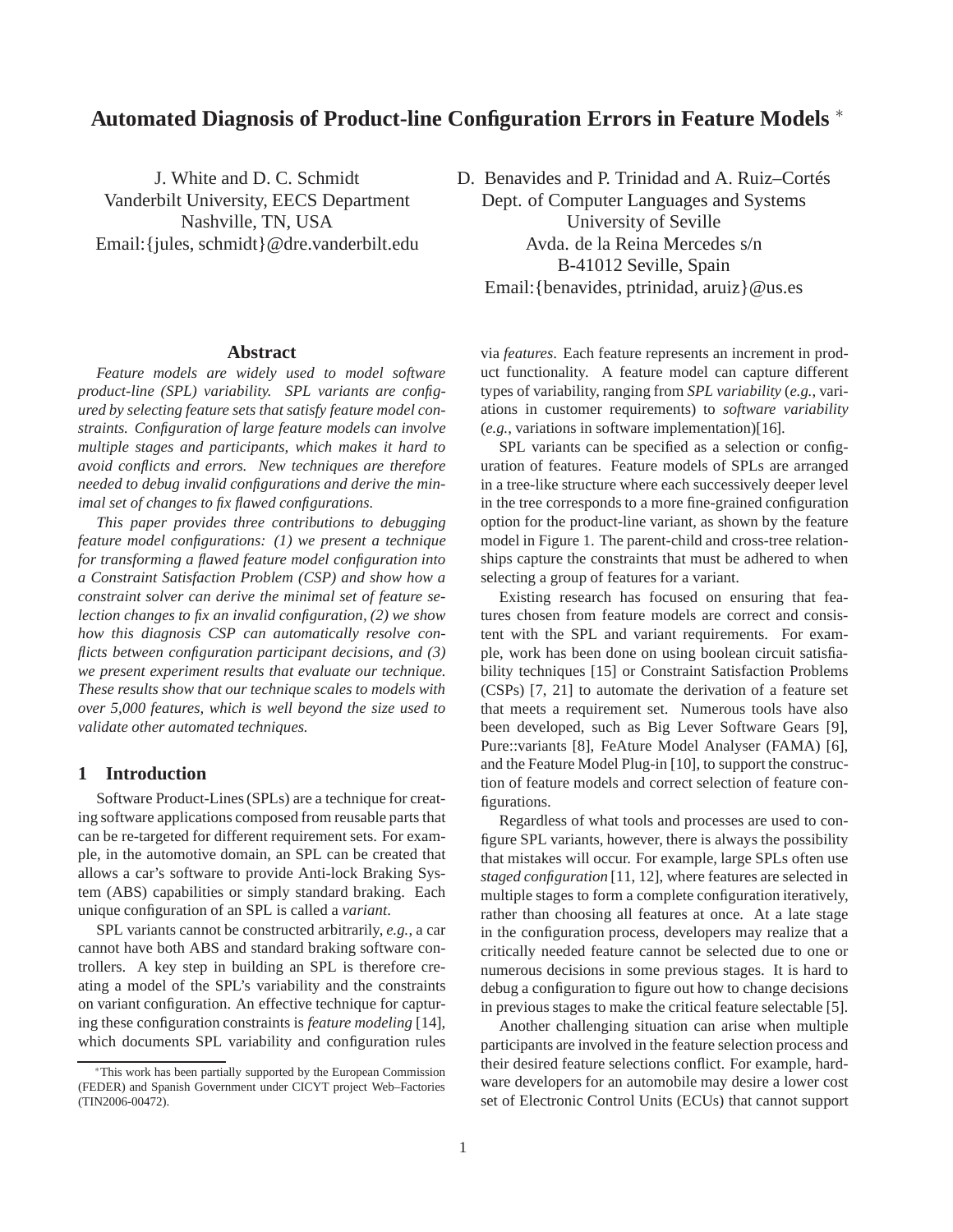# Automated Diagnosis of Product-line Configuration Errors in Feature Models [*]

J. White and D. C. Schmidt
Vanderbilt University, EECS Department
Nashville, TN, USA
Email:{jules, schmidt}@dre.vanderbilt.edu

D. Benavides and P. Trinidad and A. Ruiz–Cortés
Dept. of Computer Languages and Systems
University of Seville
Avda. de la Reina Mercedes s/n
B-41012 Seville, Spain
Email:{benavides, ptrinidad, aruiz}@us.es

## Abstract

*Feature models are widely used to model software product-line (SPL) variability. SPL variants are configured by selecting feature sets that satisfy feature model constraints. Configuration of large feature models can involve multiple stages and participants, which makes it hard to avoid conflicts and errors. New techniques are therefore needed to debug invalid configurations and derive the minimal set of changes to fix flawed configurations.*

*This paper provides three contributions to debugging feature model configurations: (1) we present a technique for transforming a flawed feature model configuration into a Constraint Satisfaction Problem (CSP) and show how a constraint solver can derive the minimal set of feature selection changes to fix an invalid configuration, (2) we show how this diagnosis CSP can automatically resolve conflicts between configuration participant decisions, and (3) we present experiment results that evaluate our technique. These results show that our technique scales to models with over 5,000 features, which is well beyond the size used to validate other automated techniques.*

## 1 Introduction

Software Product-Lines (SPLs) are a technique for creating software applications composed from reusable parts that can be re-targeted for different requirement sets. For example, in the automotive domain, an SPL can be created that allows a car's software to provide Anti-lock Braking System (ABS) capabilities or simply standard braking. Each unique configuration of an SPL is called a *variant*.

SPL variants cannot be constructed arbitrarily, *e.g.*, a car cannot have both ABS and standard braking software controllers. A key step in building an SPL is therefore creating a model of the SPL's variability and the constraints on variant configuration. An effective technique for capturing these configuration constraints is *feature modeling* [14], which documents SPL variability and configuration rules via *features*. Each feature represents an increment in product functionality. A feature model can capture different types of variability, ranging from *SPL variability* (*e.g.*, variations in customer requirements) to *software variability* (*e.g.*, variations in software implementation)[16].

SPL variants can be specified as a selection or configuration of features. Feature models of SPLs are arranged in a tree-like structure where each successively deeper level in the tree corresponds to a more fine-grained configuration option for the product-line variant, as shown by the feature model in Figure 1. The parent-child and cross-tree relationships capture the constraints that must be adhered to when selecting a group of features for a variant.

Existing research has focused on ensuring that features chosen from feature models are correct and consistent with the SPL and variant requirements. For example, work has been done on using boolean circuit satisfiability techniques [15] or Constraint Satisfaction Problems (CSPs) [7, 21] to automate the derivation of a feature set that meets a requirement set. Numerous tools have also been developed, such as Big Lever Software Gears [9], Pure::variants [8], FeAture Model Analyser (FAMA) [6], and the Feature Model Plug-in [10], to support the construction of feature models and correct selection of feature configurations.

Regardless of what tools and processes are used to configure SPL variants, however, there is always the possibility that mistakes will occur. For example, large SPLs often use *staged configuration* [11, 12], where features are selected in multiple stages to form a complete configuration iteratively, rather than choosing all features at once. At a late stage in the configuration process, developers may realize that a critically needed feature cannot be selected due to one or numerous decisions in some previous stages. It is hard to debug a configuration to figure out how to change decisions in previous stages to make the critical feature selectable [5].

Another challenging situation can arise when multiple participants are involved in the feature selection process and their desired feature selections conflict. For example, hardware developers for an automobile may desire a lower cost set of Electronic Control Units (ECUs) that cannot support

[*] This work has been partially supported by the European Commission (FEDER) and Spanish Government under CICYT project Web–Factories (TIN2006-00472).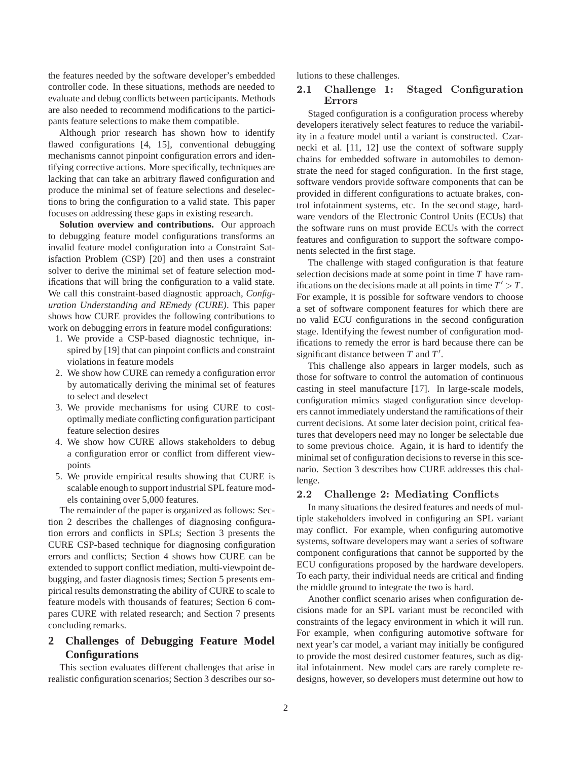the features needed by the software developer's embedded controller code. In these situations, methods are needed to evaluate and debug conflicts between participants. Methods are also needed to recommend modifications to the participants feature selections to make them compatible.

Although prior research has shown how to identify flawed configurations [4, 15], conventional debugging mechanisms cannot pinpoint configuration errors and identifying corrective actions. More specifically, techniques are lacking that can take an arbitrary flawed configuration and produce the minimal set of feature selections and deselections to bring the configuration to a valid state. This paper focuses on addressing these gaps in existing research.

**Solution overview and contributions.** Our approach to debugging feature model configurations transforms an invalid feature model configuration into a Constraint Satisfaction Problem (CSP) [20] and then uses a constraint solver to derive the minimal set of feature selection modifications that will bring the configuration to a valid state. We call this constraint-based diagnostic approach, *Configuration Understanding and REmedy (CURE)*. This paper shows how CURE provides the following contributions to work on debugging errors in feature model configurations:

1. We provide a CSP-based diagnostic technique, inspired by [19] that can pinpoint conflicts and constraint violations in feature models
2. We show how CURE can remedy a configuration error by automatically deriving the minimal set of features to select and deselect
3. We provide mechanisms for using CURE to cost-optimally mediate conflicting configuration participant feature selection desires
4. We show how CURE allows stakeholders to debug a configuration error or conflict from different viewpoints
5. We provide empirical results showing that CURE is scalable enough to support industrial SPL feature models containing over 5,000 features.

The remainder of the paper is organized as follows: Section 2 describes the challenges of diagnosing configuration errors and conflicts in SPLs; Section 3 presents the CURE CSP-based technique for diagnosing configuration errors and conflicts; Section 4 shows how CURE can be extended to support conflict mediation, multi-viewpoint debugging, and faster diagnosis times; Section 5 presents empirical results demonstrating the ability of CURE to scale to feature models with thousands of features; Section 6 compares CURE with related research; and Section 7 presents concluding remarks.

## 2 Challenges of Debugging Feature Model Configurations

This section evaluates different challenges that arise in realistic configuration scenarios; Section 3 describes our solutions to these challenges.

### 2.1 Challenge 1: Staged Configuration Errors

Staged configuration is a configuration process whereby developers iteratively select features to reduce the variability in a feature model until a variant is constructed. Czarnecki et al. [11, 12] use the context of software supply chains for embedded software in automobiles to demonstrate the need for staged configuration. In the first stage, software vendors provide software components that can be provided in different configurations to actuate brakes, control infotainment systems, etc. In the second stage, hardware vendors of the Electronic Control Units (ECUs) that the software runs on must provide ECUs with the correct features and configuration to support the software components selected in the first stage.

The challenge with staged configuration is that feature selection decisions made at some point in time $T$ have ramifications on the decisions made at all points in time $T' > T$. For example, it is possible for software vendors to choose a set of software component features for which there are no valid ECU configurations in the second configuration stage. Identifying the fewest number of configuration modifications to remedy the error is hard because there can be significant distance between $T$ and $T'$.

This challenge also appears in larger models, such as those for software to control the automation of continuous casting in steel manufacture [17]. In large-scale models, configuration mimics staged configuration since developers cannot immediately understand the ramifications of their current decisions. At some later decision point, critical features that developers need may no longer be selectable due to some previous choice. Again, it is hard to identify the minimal set of configuration decisions to reverse in this scenario. Section 3 describes how CURE addresses this challenge.

### 2.2 Challenge 2: Mediating Conflicts

In many situations the desired features and needs of multiple stakeholders involved in configuring an SPL variant may conflict. For example, when configuring automotive systems, software developers may want a series of software component configurations that cannot be supported by the ECU configurations proposed by the hardware developers. To each party, their individual needs are critical and finding the middle ground to integrate the two is hard.

Another conflict scenario arises when configuration decisions made for an SPL variant must be reconciled with constraints of the legacy environment in which it will run. For example, when configuring automotive software for next year's car model, a variant may initially be configured to provide the most desired customer features, such as digital infotainment. New model cars are rarely complete redesigns, however, so developers must determine out how to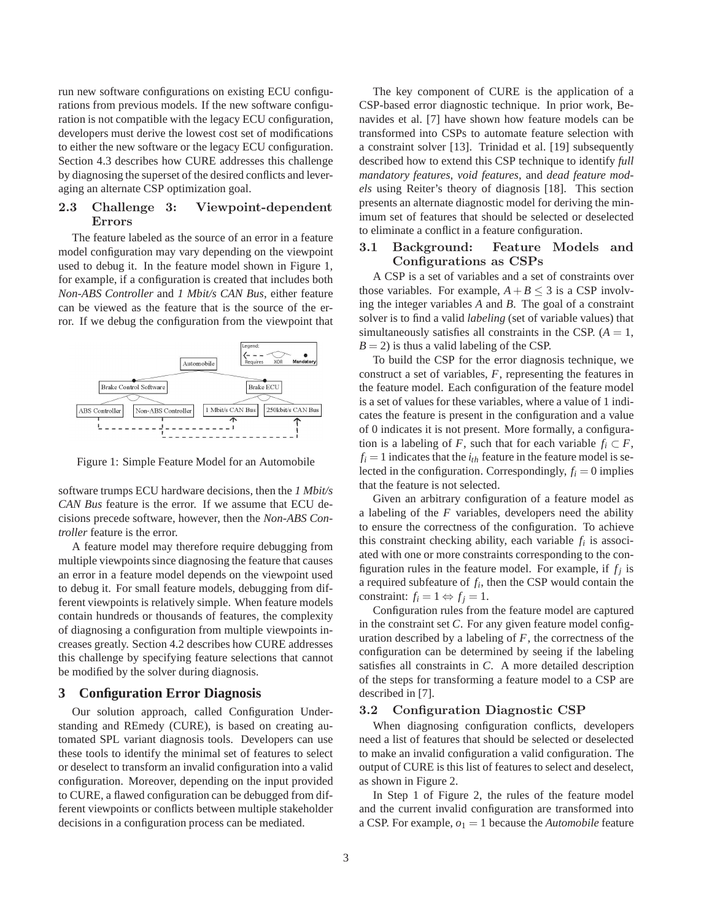run new software configurations on existing ECU configurations from previous models. If the new software configuration is not compatible with the legacy ECU configuration, developers must derive the lowest cost set of modifications to either the new software or the legacy ECU configuration. Section 4.3 describes how CURE addresses this challenge by diagnosing the superset of the desired conflicts and leveraging an alternate CSP optimization goal.

### 2.3 Challenge 3: Viewpoint-dependent Errors

The feature labeled as the source of an error in a feature model configuration may vary depending on the viewpoint used to debug it. In the feature model shown in Figure 1, for example, if a configuration is created that includes both *Non-ABS Controller* and *1 Mbit/s CAN Bus*, either feature can be viewed as the feature that is the source of the error. If we debug the configuration from the viewpoint that software trumps ECU hardware decisions, then the *1 Mbit/s CAN Bus* feature is the error. If we assume that ECU decisions precede software, however, then the *Non-ABS Controller* feature is the error.

Figure 1: Simple Feature Model for an Automobile

A feature model may therefore require debugging from multiple viewpoints since diagnosing the feature that causes an error in a feature model depends on the viewpoint used to debug it. For small feature models, debugging from different viewpoints is relatively simple. When feature models contain hundreds or thousands of features, the complexity of diagnosing a configuration from multiple viewpoints increases greatly. Section 4.2 describes how CURE addresses this challenge by specifying feature selections that cannot be modified by the solver during diagnosis.

## 3 Configuration Error Diagnosis

Our solution approach, called Configuration Understanding and REmedy (CURE), is based on creating automated SPL variant diagnosis tools. Developers can use these tools to identify the minimal set of features to select or deselect to transform an invalid configuration into a valid configuration. Moreover, depending on the input provided to CURE, a flawed configuration can be debugged from different viewpoints or conflicts between multiple stakeholder decisions in a configuration process can be mediated.

The key component of CURE is the application of a CSP-based error diagnostic technique. In prior work, Benavides et al. [7] have shown how feature models can be transformed into CSPs to automate feature selection with a constraint solver [13]. Trinidad et al. [19] subsequently described how to extend this CSP technique to identify *full mandatory features*, *void features*, and *dead feature models* using Reiter's theory of diagnosis [18]. This section presents an alternate diagnostic model for deriving the minimum set of features that should be selected or deselected to eliminate a conflict in a feature configuration.

### 3.1 Background: Feature Models and Configurations as CSPs

A CSP is a set of variables and a set of constraints over those variables. For example, $A + B \leq 3$ is a CSP involving the integer variables $A$ and $B$. The goal of a constraint solver is to find a valid *labeling* (set of variable values) that simultaneously satisfies all constraints in the CSP. ($A = 1$, $B = 2$) is thus a valid labeling of the CSP.

To build the CSP for the error diagnosis technique, we construct a set of variables, $F$, representing the features in the feature model. Each configuration of the feature model is a set of values for these variables, where a value of 1 indicates the feature is present in the configuration and a value of 0 indicates it is not present. More formally, a configuration is a labeling of $F$, such that for each variable $f_i \subset F$, $f_i = 1$ indicates that the $i_{th}$ feature in the feature model is selected in the configuration. Correspondingly, $f_i = 0$ implies that the feature is not selected.

Given an arbitrary configuration of a feature model as a labeling of the $F$ variables, developers need the ability to ensure the correctness of the configuration. To achieve this constraint checking ability, each variable $f_i$ is associated with one or more constraints corresponding to the configuration rules in the feature model. For example, if $f_j$ is a required subfeature of $f_i$, then the CSP would contain the constraint: $f_i = 1 \Leftrightarrow f_j = 1$.

Configuration rules from the feature model are captured in the constraint set $C$. For any given feature model configuration described by a labeling of $F$, the correctness of the configuration can be determined by seeing if the labeling satisfies all constraints in $C$. A more detailed description of the steps for transforming a feature model to a CSP are described in [7].

### 3.2 Configuration Diagnostic CSP

When diagnosing configuration conflicts, developers need a list of features that should be selected or deselected to make an invalid configuration a valid configuration. The output of CURE is this list of features to select and deselect, as shown in Figure 2.

In Step 1 of Figure 2, the rules of the feature model and the current invalid configuration are transformed into a CSP. For example, $o_1 = 1$ because the *Automobile* feature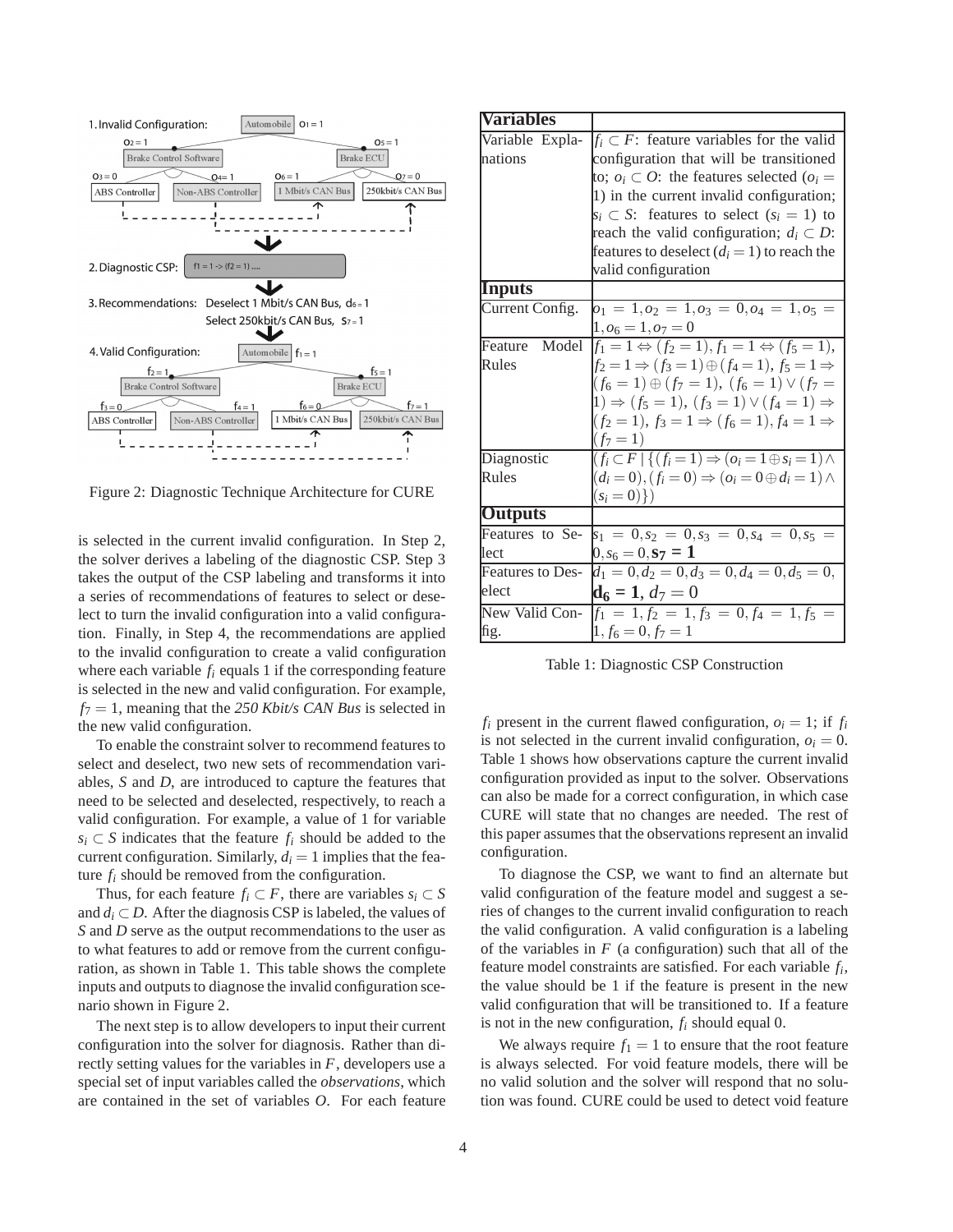Figure 2: Diagnostic Technique Architecture for CURE

is selected in the current invalid configuration. In Step 2, the solver derives a labeling of the diagnostic CSP. Step 3 takes the output of the CSP labeling and transforms it into a series of recommendations of features to select or deselect to turn the invalid configuration into a valid configuration. Finally, in Step 4, the recommendations are applied to the invalid configuration to create a valid configuration where each variable $f_i$ equals 1 if the corresponding feature is selected in the new and valid configuration. For example, $f_7 = 1$, meaning that the *250 Kbit/s CAN Bus* is selected in the new valid configuration.

To enable the constraint solver to recommend features to select and deselect, two new sets of recommendation variables, $S$ and $D$, are introduced to capture the features that need to be selected and deselected, respectively, to reach a valid configuration. For example, a value of 1 for variable $s_i \subset S$ indicates that the feature $f_i$ should be added to the current configuration. Similarly, $d_i = 1$ implies that the feature $f_i$ should be removed from the configuration.

Thus, for each feature $f_i \subset F$, there are variables $s_i \subset S$ and $d_i \subset D$. After the diagnosis CSP is labeled, the values of $S$ and $D$ serve as the output recommendations to the user as to what features to add or remove from the current configuration, as shown in Table 1. This table shows the complete inputs and outputs to diagnose the invalid configuration scenario shown in Figure 2.

The next step is to allow developers to input their current configuration into the solver for diagnosis. Rather than directly setting values for the variables in $F$, developers use a special set of input variables called the *observations*, which are contained in the set of variables $O$. For each feature

| **Variables** | |
|---|---|
| Variable Explanations | $f_i \subset F$: feature variables for the valid configuration that will be transitioned to; $o_i \subset O$: the features selected ($o_i = 1$) in the current invalid configuration; $s_i \subset S$: features to select ($s_i = 1$) to reach the valid configuration; $d_i \subset D$: features to deselect ($d_i = 1$) to reach the valid configuration |
| **Inputs** | |
| Current Config. | $o_1 = 1, o_2 = 1, o_3 = 0, o_4 = 1, o_5 = 1, o_6 = 1, o_7 = 0$ |
| Feature Model Rules | $f_1 = 1 \Leftrightarrow (f_2 = 1), f_1 = 1 \Leftrightarrow (f_5 = 1)$, $f_2 = 1 \Rightarrow (f_3 = 1) \oplus (f_4 = 1)$, $f_5 = 1 \Rightarrow (f_6 = 1) \oplus (f_7 = 1)$, $(f_6 = 1) \vee (f_7 = 1) \Rightarrow (f_5 = 1)$, $(f_3 = 1) \vee (f_4 = 1) \Rightarrow (f_2 = 1)$, $f_3 = 1 \Rightarrow (f_6 = 1)$, $f_4 = 1 \Rightarrow (f_7 = 1)$ |
| Diagnostic Rules | $(f_i \subset F \mid \{(f_i = 1) \Rightarrow (o_i = 1 \oplus s_i = 1) \wedge (d_i = 0), (f_i = 0) \Rightarrow (o_i = 0 \oplus d_i = 1) \wedge (s_i = 0)\})$ |
| **Outputs** | |
| Features to Select | $s_1 = 0, s_2 = 0, s_3 = 0, s_4 = 0, s_5 = 0, s_6 = 0, \mathbf{s_7 = 1}$ |
| Features to Deselect | $d_1 = 0, d_2 = 0, d_3 = 0, d_4 = 0, d_5 = 0, \mathbf{d_6 = 1}, d_7 = 0$ |
| New Valid Config. | $f_1 = 1, f_2 = 1, f_3 = 0, f_4 = 1, f_5 = 1, f_6 = 0, f_7 = 1$ |

Table 1: Diagnostic CSP Construction

$f_i$ present in the current flawed configuration, $o_i = 1$; if $f_i$ is not selected in the current invalid configuration, $o_i = 0$. Table 1 shows how observations capture the current invalid configuration provided as input to the solver. Observations can also be made for a correct configuration, in which case CURE will state that no changes are needed. The rest of this paper assumes that the observations represent an invalid configuration.

To diagnose the CSP, we want to find an alternate but valid configuration of the feature model and suggest a series of changes to the current invalid configuration to reach the valid configuration. A valid configuration is a labeling of the variables in $F$ (a configuration) such that all of the feature model constraints are satisfied. For each variable $f_i$, the value should be 1 if the feature is present in the new valid configuration that will be transitioned to. If a feature is not in the new configuration, $f_i$ should equal 0.

We always require $f_1 = 1$ to ensure that the root feature is always selected. For void feature models, there will be no valid solution and the solver will respond that no solution was found. CURE could be used to detect void feature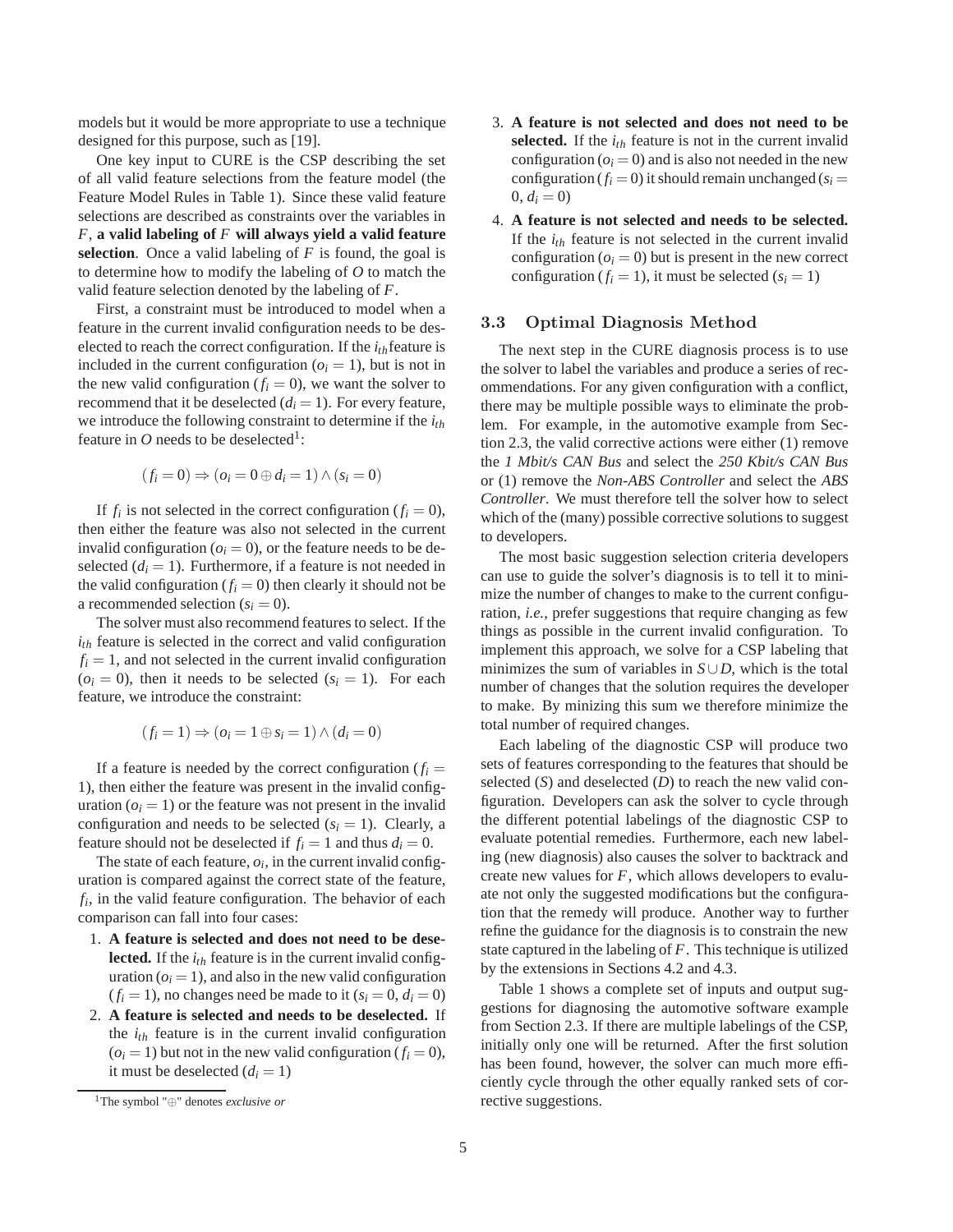models but it would be more appropriate to use a technique designed for this purpose, such as [19].

One key input to CURE is the CSP describing the set of all valid feature selections from the feature model (the Feature Model Rules in Table 1). Since these valid feature selections are described as constraints over the variables in $F$, **a valid labeling of $F$ will always yield a valid feature selection**. Once a valid labeling of $F$ is found, the goal is to determine how to modify the labeling of $O$ to match the valid feature selection denoted by the labeling of $F$.

First, a constraint must be introduced to model when a feature in the current invalid configuration needs to be deselected to reach the correct configuration. If the $i_{th}$feature is included in the current configuration ($o_i = 1$), but is not in the new valid configuration ($f_i = 0$), we want the solver to recommend that it be deselected ($d_i = 1$). For every feature, we introduce the following constraint to determine if the $i_{th}$ feature in $O$ needs to be deselected[1]:

$$(f_i = 0) \Rightarrow (o_i = 0 \oplus d_i = 1) \wedge (s_i = 0)$$

If $f_i$ is not selected in the correct configuration ($f_i = 0$), then either the feature was also not selected in the current invalid configuration ($o_i = 0$), or the feature needs to be deselected ($d_i = 1$). Furthermore, if a feature is not needed in the valid configuration ($f_i = 0$) then clearly it should not be a recommended selection ($s_i = 0$).

The solver must also recommend features to select. If the $i_{th}$ feature is selected in the correct and valid configuration $f_i = 1$, and not selected in the current invalid configuration ($o_i = 0$), then it needs to be selected ($s_i = 1$). For each feature, we introduce the constraint:

$$(f_i = 1) \Rightarrow (o_i = 1 \oplus s_i = 1) \wedge (d_i = 0)$$

If a feature is needed by the correct configuration ($f_i = 1$), then either the feature was present in the invalid configuration ($o_i = 1$) or the feature was not present in the invalid configuration and needs to be selected ($s_i = 1$). Clearly, a feature should not be deselected if $f_i = 1$ and thus $d_i = 0$.

The state of each feature, $o_i$, in the current invalid configuration is compared against the correct state of the feature, $f_i$, in the valid feature configuration. The behavior of each comparison can fall into four cases:

1. **A feature is selected and does not need to be deselected.** If the $i_{th}$ feature is in the current invalid configuration ($o_i = 1$), and also in the new valid configuration ($f_i = 1$), no changes need be made to it ($s_i = 0$, $d_i = 0$)
2. **A feature is selected and needs to be deselected.** If the $i_{th}$ feature is in the current invalid configuration ($o_i = 1$) but not in the new valid configuration ($f_i = 0$), it must be deselected ($d_i = 1$)
3. **A feature is not selected and does not need to be selected.** If the $i_{th}$ feature is not in the current invalid configuration ($o_i = 0$) and is also not needed in the new configuration ($f_i = 0$) it should remain unchanged ($s_i = 0$, $d_i = 0$)
4. **A feature is not selected and needs to be selected.** If the $i_{th}$ feature is not selected in the current invalid configuration ($o_i = 0$) but is present in the new correct configuration ($f_i = 1$), it must be selected ($s_i = 1$)

[1]The symbol "$\oplus$" denotes *exclusive or*

### 3.3 Optimal Diagnosis Method

The next step in the CURE diagnosis process is to use the solver to label the variables and produce a series of recommendations. For any given configuration with a conflict, there may be multiple possible ways to eliminate the problem. For example, in the automotive example from Section 2.3, the valid corrective actions were either (1) remove the *1 Mbit/s CAN Bus* and select the *250 Kbit/s CAN Bus* or (1) remove the *Non-ABS Controller* and select the *ABS Controller*. We must therefore tell the solver how to select which of the (many) possible corrective solutions to suggest to developers.

The most basic suggestion selection criteria developers can use to guide the solver's diagnosis is to tell it to minimize the number of changes to make to the current configuration, *i.e.,* prefer suggestions that require changing as few things as possible in the current invalid configuration. To implement this approach, we solve for a CSP labeling that minimizes the sum of variables in $S \cup D$, which is the total number of changes that the solution requires the developer to make. By minizing this sum we therefore minimize the total number of required changes.

Each labeling of the diagnostic CSP will produce two sets of features corresponding to the features that should be selected ($S$) and deselected ($D$) to reach the new valid configuration. Developers can ask the solver to cycle through the different potential labelings of the diagnostic CSP to evaluate potential remedies. Furthermore, each new labeling (new diagnosis) also causes the solver to backtrack and create new values for $F$, which allows developers to evaluate not only the suggested modifications but the configuration that the remedy will produce. Another way to further refine the guidance for the diagnosis is to constrain the new state captured in the labeling of $F$. This technique is utilized by the extensions in Sections 4.2 and 4.3.

Table 1 shows a complete set of inputs and output suggestions for diagnosing the automotive software example from Section 2.3. If there are multiple labelings of the CSP, initially only one will be returned. After the first solution has been found, however, the solver can much more efficiently cycle through the other equally ranked sets of corrective suggestions.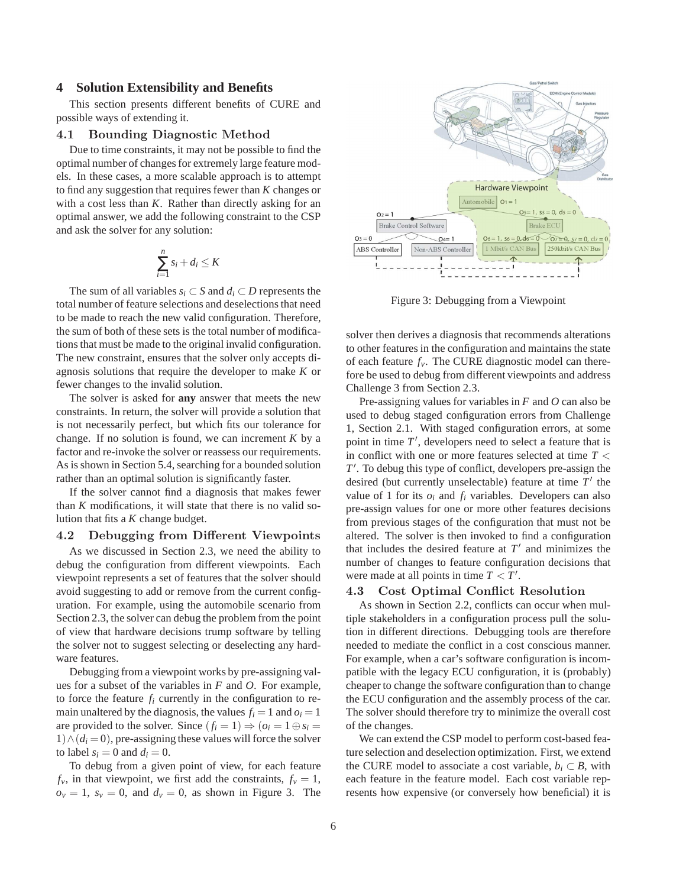## 4 Solution Extensibility and Benefits

This section presents different benefits of CURE and possible ways of extending it.

### 4.1 Bounding Diagnostic Method

Due to time constraints, it may not be possible to find the optimal number of changes for extremely large feature models. In these cases, a more scalable approach is to attempt to find any suggestion that requires fewer than $K$ changes or with a cost less than $K$. Rather than directly asking for an optimal answer, we add the following constraint to the CSP and ask the solver for any solution:

$$\sum_{i=1}^{n} s_i + d_i \leq K$$

The sum of all variables $s_i \subset S$ and $d_i \subset D$ represents the total number of feature selections and deselections that need to be made to reach the new valid configuration. Therefore, the sum of both of these sets is the total number of modifications that must be made to the original invalid configuration. The new constraint, ensures that the solver only accepts diagnosis solutions that require the developer to make $K$ or fewer changes to the invalid solution.

The solver is asked for **any** answer that meets the new constraints. In return, the solver will provide a solution that is not necessarily perfect, but which fits our tolerance for change. If no solution is found, we can increment $K$ by a factor and re-invoke the solver or reassess our requirements. As is shown in Section 5.4, searching for a bounded solution rather than an optimal solution is significantly faster.

If the solver cannot find a diagnosis that makes fewer than $K$ modifications, it will state that there is no valid solution that fits a $K$ change budget.

### 4.2 Debugging from Different Viewpoints

As we discussed in Section 2.3, we need the ability to debug the configuration from different viewpoints. Each viewpoint represents a set of features that the solver should avoid suggesting to add or remove from the current configuration. For example, using the automobile scenario from Section 2.3, the solver can debug the problem from the point of view that hardware decisions trump software by telling the solver not to suggest selecting or deselecting any hardware features.

Debugging from a viewpoint works by pre-assigning values for a subset of the variables in $F$ and $O$. For example, to force the feature $f_i$ currently in the configuration to remain unaltered by the diagnosis, the values $f_i = 1$ and $o_i = 1$ are provided to the solver. Since $(f_i = 1) \Rightarrow (o_i = 1 \oplus s_i = 1) \wedge (d_i = 0)$, pre-assigning these values will force the solver to label $s_i = 0$ and $d_i = 0$.

To debug from a given point of view, for each feature $f_v$, in that viewpoint, we first add the constraints, $f_v = 1$, $o_v = 1$, $s_v = 0$, and $d_v = 0$, as shown in Figure 3. The solver then derives a diagnosis that recommends alterations to other features in the configuration and maintains the state of each feature $f_v$. The CURE diagnostic model can therefore be used to debug from different viewpoints and address Challenge 3 from Section 2.3.

Figure 3: Debugging from a Viewpoint

Pre-assigning values for variables in $F$ and $O$ can also be used to debug staged configuration errors from Challenge 1, Section 2.1. With staged configuration errors, at some point in time $T'$, developers need to select a feature that is in conflict with one or more features selected at time $T < T'$. To debug this type of conflict, developers pre-assign the desired (but currently unselectable) feature at time $T'$ the value of 1 for its $o_i$ and $f_i$ variables. Developers can also pre-assign values for one or more other features decisions from previous stages of the configuration that must not be altered. The solver is then invoked to find a configuration that includes the desired feature at $T'$ and minimizes the number of changes to feature configuration decisions that were made at all points in time $T < T'$.

### 4.3 Cost Optimal Conflict Resolution

As shown in Section 2.2, conflicts can occur when multiple stakeholders in a configuration process pull the solution in different directions. Debugging tools are therefore needed to mediate the conflict in a cost conscious manner. For example, when a car's software configuration is incompatible with the legacy ECU configuration, it is (probably) cheaper to change the software configuration than to change the ECU configuration and the assembly process of the car. The solver should therefore try to minimize the overall cost of the changes.

We can extend the CSP model to perform cost-based feature selection and deselection optimization. First, we extend the CURE model to associate a cost variable, $b_i \subset B$, with each feature in the feature model. Each cost variable represents how expensive (or conversely how beneficial) it is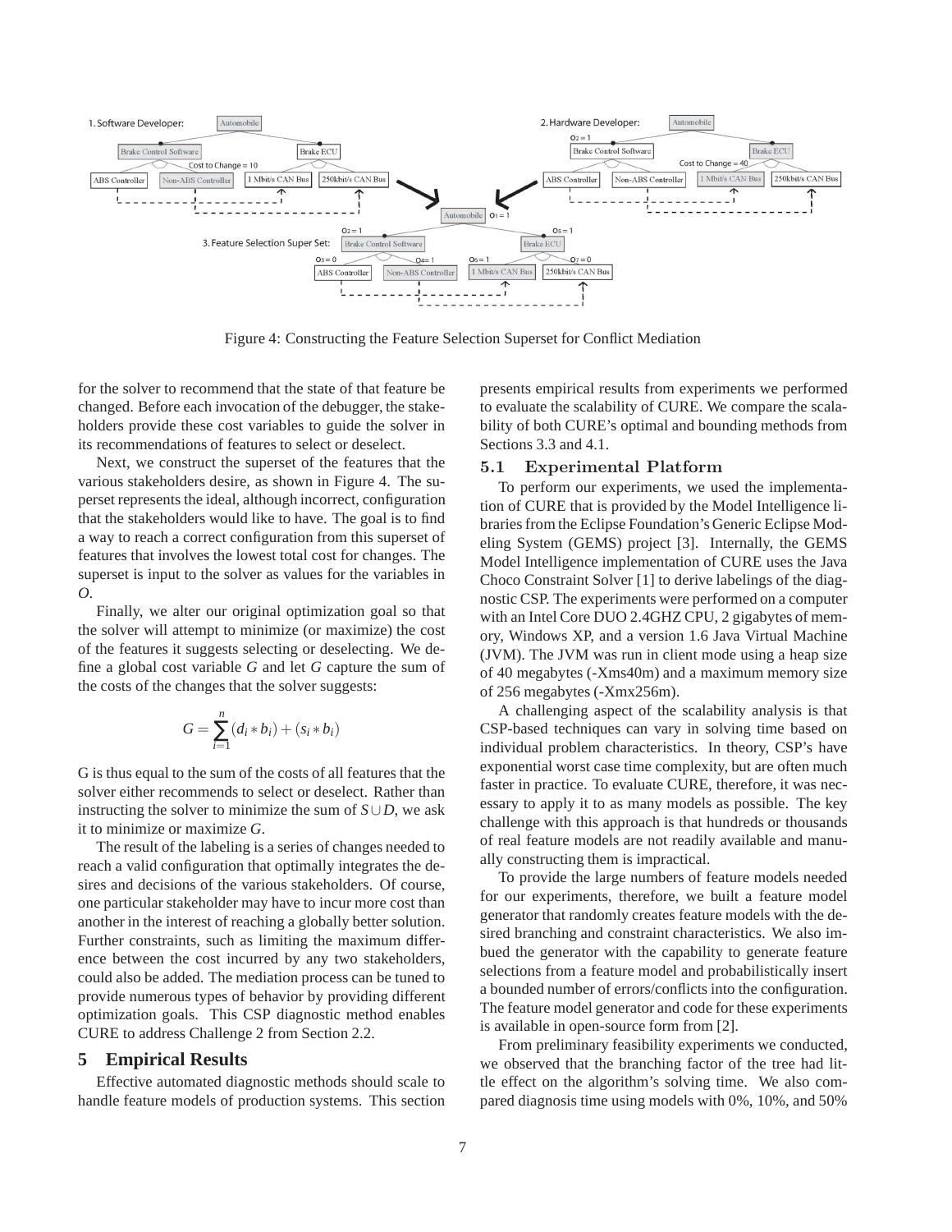Figure 4: Constructing the Feature Selection Superset for Conflict Mediation

for the solver to recommend that the state of that feature be changed. Before each invocation of the debugger, the stakeholders provide these cost variables to guide the solver in its recommendations of features to select or deselect.

Next, we construct the superset of the features that the various stakeholders desire, as shown in Figure 4. The superset represents the ideal, although incorrect, configuration that the stakeholders would like to have. The goal is to find a way to reach a correct configuration from this superset of features that involves the lowest total cost for changes. The superset is input to the solver as values for the variables in $O$.

Finally, we alter our original optimization goal so that the solver will attempt to minimize (or maximize) the cost of the features it suggests selecting or deselecting. We define a global cost variable $G$ and let $G$ capture the sum of the costs of the changes that the solver suggests:

$$G = \sum_{i=1}^{n} (d_i * b_i) + (s_i * b_i)$$

G is thus equal to the sum of the costs of all features that the solver either recommends to select or deselect. Rather than instructing the solver to minimize the sum of $S \cup D$, we ask it to minimize or maximize $G$.

The result of the labeling is a series of changes needed to reach a valid configuration that optimally integrates the desires and decisions of the various stakeholders. Of course, one particular stakeholder may have to incur more cost than another in the interest of reaching a globally better solution. Further constraints, such as limiting the maximum difference between the cost incurred by any two stakeholders, could also be added. The mediation process can be tuned to provide numerous types of behavior by providing different optimization goals. This CSP diagnostic method enables CURE to address Challenge 2 from Section 2.2.

# 5 Empirical Results

Effective automated diagnostic methods should scale to handle feature models of production systems. This section presents empirical results from experiments we performed to evaluate the scalability of CURE. We compare the scalability of both CURE's optimal and bounding methods from Sections 3.3 and 4.1.

## 5.1 Experimental Platform

To perform our experiments, we used the implementation of CURE that is provided by the Model Intelligence libraries from the Eclipse Foundation's Generic Eclipse Modeling System (GEMS) project [3]. Internally, the GEMS Model Intelligence implementation of CURE uses the Java Choco Constraint Solver [1] to derive labelings of the diagnostic CSP. The experiments were performed on a computer with an Intel Core DUO 2.4GHZ CPU, 2 gigabytes of memory, Windows XP, and a version 1.6 Java Virtual Machine (JVM). The JVM was run in client mode using a heap size of 40 megabytes (-Xms40m) and a maximum memory size of 256 megabytes (-Xmx256m).

A challenging aspect of the scalability analysis is that CSP-based techniques can vary in solving time based on individual problem characteristics. In theory, CSP's have exponential worst case time complexity, but are often much faster in practice. To evaluate CURE, therefore, it was necessary to apply it to as many models as possible. The key challenge with this approach is that hundreds or thousands of real feature models are not readily available and manually constructing them is impractical.

To provide the large numbers of feature models needed for our experiments, therefore, we built a feature model generator that randomly creates feature models with the desired branching and constraint characteristics. We also imbued the generator with the capability to generate feature selections from a feature model and probabilistically insert a bounded number of errors/conflicts into the configuration. The feature model generator and code for these experiments is available in open-source form from [2].

From preliminary feasibility experiments we conducted, we observed that the branching factor of the tree had little effect on the algorithm's solving time. We also compared diagnosis time using models with 0%, 10%, and 50%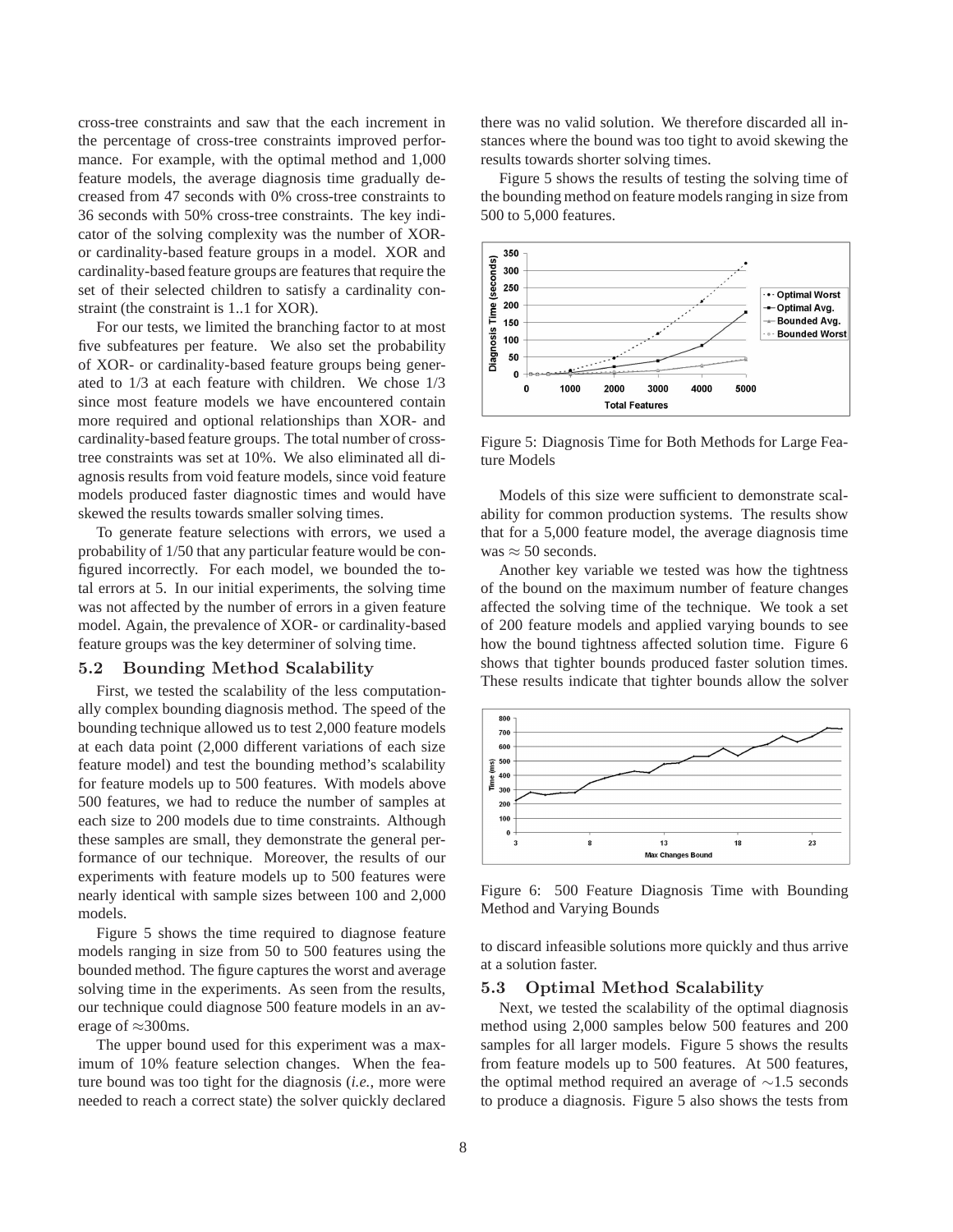cross-tree constraints and saw that the each increment in the percentage of cross-tree constraints improved performance. For example, with the optimal method and 1,000 feature models, the average diagnosis time gradually decreased from 47 seconds with 0% cross-tree constraints to 36 seconds with 50% cross-tree constraints. The key indicator of the solving complexity was the number of XOR- or cardinality-based feature groups in a model. XOR and cardinality-based feature groups are features that require the set of their selected children to satisfy a cardinality constraint (the constraint is 1..1 for XOR).

For our tests, we limited the branching factor to at most five subfeatures per feature. We also set the probability of XOR- or cardinality-based feature groups being generated to 1/3 at each feature with children. We chose 1/3 since most feature models we have encountered contain more required and optional relationships than XOR- and cardinality-based feature groups. The total number of cross-tree constraints was set at 10%. We also eliminated all diagnosis results from void feature models, since void feature models produced faster diagnostic times and would have skewed the results towards smaller solving times.

To generate feature selections with errors, we used a probability of 1/50 that any particular feature would be configured incorrectly. For each model, we bounded the total errors at 5. In our initial experiments, the solving time was not affected by the number of errors in a given feature model. Again, the prevalence of XOR- or cardinality-based feature groups was the key determiner of solving time.

### 5.2 Bounding Method Scalability

First, we tested the scalability of the less computationally complex bounding diagnosis method. The speed of the bounding technique allowed us to test 2,000 feature models at each data point (2,000 different variations of each size feature model) and test the bounding method's scalability for feature models up to 500 features. With models above 500 features, we had to reduce the number of samples at each size to 200 models due to time constraints. Although these samples are small, they demonstrate the general performance of our technique. Moreover, the results of our experiments with feature models up to 500 features were nearly identical with sample sizes between 100 and 2,000 models.

Figure 5 shows the time required to diagnose feature models ranging in size from 50 to 500 features using the bounded method. The figure captures the worst and average solving time in the experiments. As seen from the results, our technique could diagnose 500 feature models in an average of ≈300ms.

The upper bound used for this experiment was a maximum of 10% feature selection changes. When the feature bound was too tight for the diagnosis (*i.e.*, more were needed to reach a correct state) the solver quickly declared there was no valid solution. We therefore discarded all instances where the bound was too tight to avoid skewing the results towards shorter solving times.

Figure 5 shows the results of testing the solving time of the bounding method on feature models ranging in size from 500 to 5,000 features.

Figure 5: Diagnosis Time for Both Methods for Large Feature Models

Models of this size were sufficient to demonstrate scalability for common production systems. The results show that for a 5,000 feature model, the average diagnosis time was ≈ 50 seconds.

Another key variable we tested was how the tightness of the bound on the maximum number of feature changes affected the solving time of the technique. We took a set of 200 feature models and applied varying bounds to see how the bound tightness affected solution time. Figure 6 shows that tighter bounds produced faster solution times. These results indicate that tighter bounds allow the solver to discard infeasible solutions more quickly and thus arrive at a solution faster.

Figure 6: 500 Feature Diagnosis Time with Bounding Method and Varying Bounds

### 5.3 Optimal Method Scalability

Next, we tested the scalability of the optimal diagnosis method using 2,000 samples below 500 features and 200 samples for all larger models. Figure 5 shows the results from feature models up to 500 features. At 500 features, the optimal method required an average of ∼1.5 seconds to produce a diagnosis. Figure 5 also shows the tests from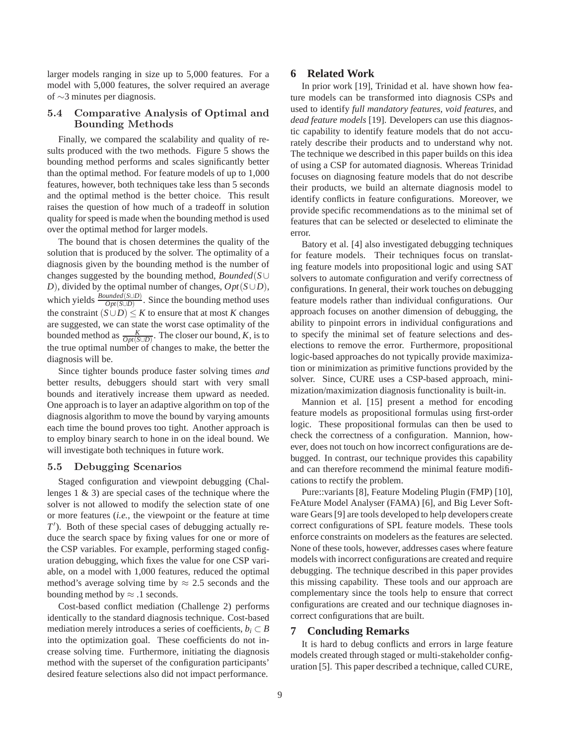larger models ranging in size up to 5,000 features. For a model with 5,000 features, the solver required an average of ∼3 minutes per diagnosis.

### 5.4 Comparative Analysis of Optimal and Bounding Methods

Finally, we compared the scalability and quality of results produced with the two methods. Figure 5 shows the bounding method performs and scales significantly better than the optimal method. For feature models of up to 1,000 features, however, both techniques take less than 5 seconds and the optimal method is the better choice. This result raises the question of how much of a tradeoff in solution quality for speed is made when the bounding method is used over the optimal method for larger models.

The bound that is chosen determines the quality of the solution that is produced by the solver. The optimality of a diagnosis given by the bounding method is the number of changes suggested by the bounding method, $Bounded(S \cup D)$, divided by the optimal number of changes, $Opt(S \cup D)$, which yields $\frac{Bounded(S \cup D)}{Opt(S \cup D)}$. Since the bounding method uses the constraint $(S \cup D) \leq K$ to ensure that at most $K$ changes are suggested, we can state the worst case optimality of the bounded method as $\frac{K}{Opt(S \cup D)}$. The closer our bound, $K$, is to the true optimal number of changes to make, the better the diagnosis will be.

Since tighter bounds produce faster solving times *and* better results, debuggers should start with very small bounds and iteratively increase them upward as needed. One approach is to layer an adaptive algorithm on top of the diagnosis algorithm to move the bound by varying amounts each time the bound proves too tight. Another approach is to employ binary search to hone in on the ideal bound. We will investigate both techniques in future work.

### 5.5 Debugging Scenarios

Staged configuration and viewpoint debugging (Challenges 1 & 3) are special cases of the technique where the solver is not allowed to modify the selection state of one or more features (*i.e.*, the viewpoint or the feature at time $T'$). Both of these special cases of debugging actually reduce the search space by fixing values for one or more of the CSP variables. For example, performing staged configuration debugging, which fixes the value for one CSP variable, on a model with 1,000 features, reduced the optimal method's average solving time by ≈ 2.5 seconds and the bounding method by ≈ .1 seconds.

Cost-based conflict mediation (Challenge 2) performs identically to the standard diagnosis technique. Cost-based mediation merely introduces a series of coefficients, $b_i \subset B$ into the optimization goal. These coefficients do not increase solving time. Furthermore, initiating the diagnosis method with the superset of the configuration participants' desired feature selections also did not impact performance.

## 6 Related Work

In prior work [19], Trinidad et al. have shown how feature models can be transformed into diagnosis CSPs and used to identify *full mandatory features*, *void features*, and *dead feature models* [19]. Developers can use this diagnostic capability to identify feature models that do not accurately describe their products and to understand why not. The technique we described in this paper builds on this idea of using a CSP for automated diagnosis. Whereas Trinidad focuses on diagnosing feature models that do not describe their products, we build an alternate diagnosis model to identify conflicts in feature configurations. Moreover, we provide specific recommendations as to the minimal set of features that can be selected or deselected to eliminate the error.

Batory et al. [4] also investigated debugging techniques for feature models. Their techniques focus on translating feature models into propositional logic and using SAT solvers to automate configuration and verify correctness of configurations. In general, their work touches on debugging feature models rather than individual configurations. Our approach focuses on another dimension of debugging, the ability to pinpoint errors in individual configurations and to specify the minimal set of feature selections and deselections to remove the error. Furthermore, propositional logic-based approaches do not typically provide maximization or minimization as primitive functions provided by the solver. Since, CURE uses a CSP-based approach, minimization/maximization diagnosis functionality is built-in.

Mannion et al. [15] present a method for encoding feature models as propositional formulas using first-order logic. These propositional formulas can then be used to check the correctness of a configuration. Mannion, however, does not touch on how incorrect configurations are debugged. In contrast, our technique provides this capability and can therefore recommend the minimal feature modifications to rectify the problem.

Pure::variants [8], Feature Modeling Plugin (FMP) [10], FeAture Model Analyser (FAMA) [6], and Big Lever Software Gears [9] are tools developed to help developers create correct configurations of SPL feature models. These tools enforce constraints on modelers as the features are selected. None of these tools, however, addresses cases where feature models with incorrect configurations are created and require debugging. The technique described in this paper provides this missing capability. These tools and our approach are complementary since the tools help to ensure that correct configurations are created and our technique diagnoses incorrect configurations that are built.

## 7 Concluding Remarks

It is hard to debug conflicts and errors in large feature models created through staged or multi-stakeholder configuration [5]. This paper described a technique, called CURE,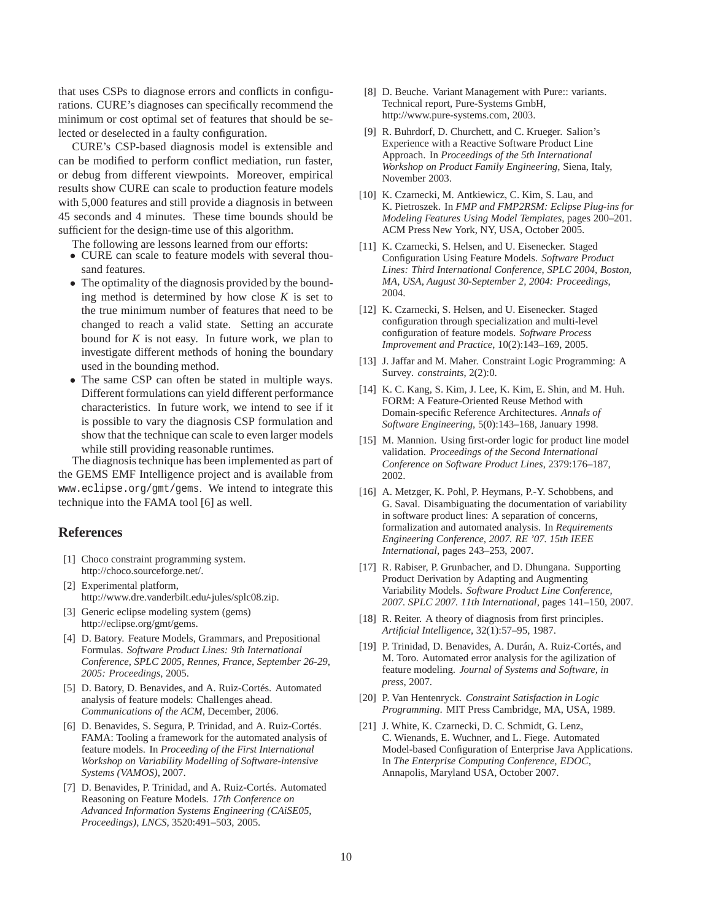that uses CSPs to diagnose errors and conflicts in configurations. CURE's diagnoses can specifically recommend the minimum or cost optimal set of features that should be selected or deselected in a faulty configuration.

CURE's CSP-based diagnosis model is extensible and can be modified to perform conflict mediation, run faster, or debug from different viewpoints. Moreover, empirical results show CURE can scale to production feature models with 5,000 features and still provide a diagnosis in between 45 seconds and 4 minutes. These time bounds should be sufficient for the design-time use of this algorithm.

The following are lessons learned from our efforts:

- CURE can scale to feature models with several thousand features.
- The optimality of the diagnosis provided by the bounding method is determined by how close $K$ is set to the true minimum number of features that need to be changed to reach a valid state. Setting an accurate bound for $K$ is not easy. In future work, we plan to investigate different methods of honing the boundary used in the bounding method.
- The same CSP can often be stated in multiple ways. Different formulations can yield different performance characteristics. In future work, we intend to see if it is possible to vary the diagnosis CSP formulation and show that the technique can scale to even larger models while still providing reasonable runtimes.

The diagnosis technique has been implemented as part of the GEMS EMF Intelligence project and is available from `www.eclipse.org/gmt/gems`. We intend to integrate this technique into the FAMA tool [6] as well.

## References

[1] Choco constraint programming system. http://choco.sourceforge.net/.

[2] Experimental platform, http://www.dre.vanderbilt.edu/~jules/splc08.zip.

[3] Generic eclipse modeling system (gems) http://eclipse.org/gmt/gems.

[4] D. Batory. Feature Models, Grammars, and Prepositional Formulas. *Software Product Lines: 9th International Conference, SPLC 2005, Rennes, France, September 26-29, 2005: Proceedings*, 2005.

[5] D. Batory, D. Benavides, and A. Ruiz-Cortés. Automated analysis of feature models: Challenges ahead. *Communications of the ACM*, December, 2006.

[6] D. Benavides, S. Segura, P. Trinidad, and A. Ruiz-Cortés. FAMA: Tooling a framework for the automated analysis of feature models. In *Proceeding of the First International Workshop on Variability Modelling of Software-intensive Systems (VAMOS)*, 2007.

[7] D. Benavides, P. Trinidad, and A. Ruiz-Cortés. Automated Reasoning on Feature Models. *17th Conference on Advanced Information Systems Engineering (CAiSE05, Proceedings), LNCS*, 3520:491–503, 2005.

[8] D. Beuche. Variant Management with Pure:: variants. Technical report, Pure-Systems GmbH, http://www.pure-systems.com, 2003.

[9] R. Buhrdorf, D. Churchett, and C. Krueger. Salion's Experience with a Reactive Software Product Line Approach. In *Proceedings of the 5th International Workshop on Product Family Engineering*, Siena, Italy, November 2003.

[10] K. Czarnecki, M. Antkiewicz, C. Kim, S. Lau, and K. Pietroszek. In *FMP and FMP2RSM: Eclipse Plug-ins for Modeling Features Using Model Templates*, pages 200–201. ACM Press New York, NY, USA, October 2005.

[11] K. Czarnecki, S. Helsen, and U. Eisenecker. Staged Configuration Using Feature Models. *Software Product Lines: Third International Conference, SPLC 2004, Boston, MA, USA, August 30-September 2, 2004: Proceedings*, 2004.

[12] K. Czarnecki, S. Helsen, and U. Eisenecker. Staged configuration through specialization and multi-level configuration of feature models. *Software Process Improvement and Practice*, 10(2):143–169, 2005.

[13] J. Jaffar and M. Maher. Constraint Logic Programming: A Survey. *constraints*, 2(2):0.

[14] K. C. Kang, S. Kim, J. Lee, K. Kim, E. Shin, and M. Huh. FORM: A Feature-Oriented Reuse Method with Domain-specific Reference Architectures. *Annals of Software Engineering*, 5(0):143–168, January 1998.

[15] M. Mannion. Using first-order logic for product line model validation. *Proceedings of the Second International Conference on Software Product Lines*, 2379:176–187, 2002.

[16] A. Metzger, K. Pohl, P. Heymans, P.-Y. Schobbens, and G. Saval. Disambiguating the documentation of variability in software product lines: A separation of concerns, formalization and automated analysis. In *Requirements Engineering Conference, 2007. RE '07. 15th IEEE International*, pages 243–253, 2007.

[17] R. Rabiser, P. Grunbacher, and D. Dhungana. Supporting Product Derivation by Adapting and Augmenting Variability Models. *Software Product Line Conference, 2007. SPLC 2007. 11th International*, pages 141–150, 2007.

[18] R. Reiter. A theory of diagnosis from first principles. *Artificial Intelligence*, 32(1):57–95, 1987.

[19] P. Trinidad, D. Benavides, A. Durán, A. Ruiz-Cortés, and M. Toro. Automated error analysis for the agilization of feature modeling. *Journal of Systems and Software, in press*, 2007.

[20] P. Van Hentenryck. *Constraint Satisfaction in Logic Programming*. MIT Press Cambridge, MA, USA, 1989.

[21] J. White, K. Czarnecki, D. C. Schmidt, G. Lenz, C. Wienands, E. Wuchner, and L. Fiege. Automated Model-based Configuration of Enterprise Java Applications. In *The Enterprise Computing Conference, EDOC*, Annapolis, Maryland USA, October 2007.